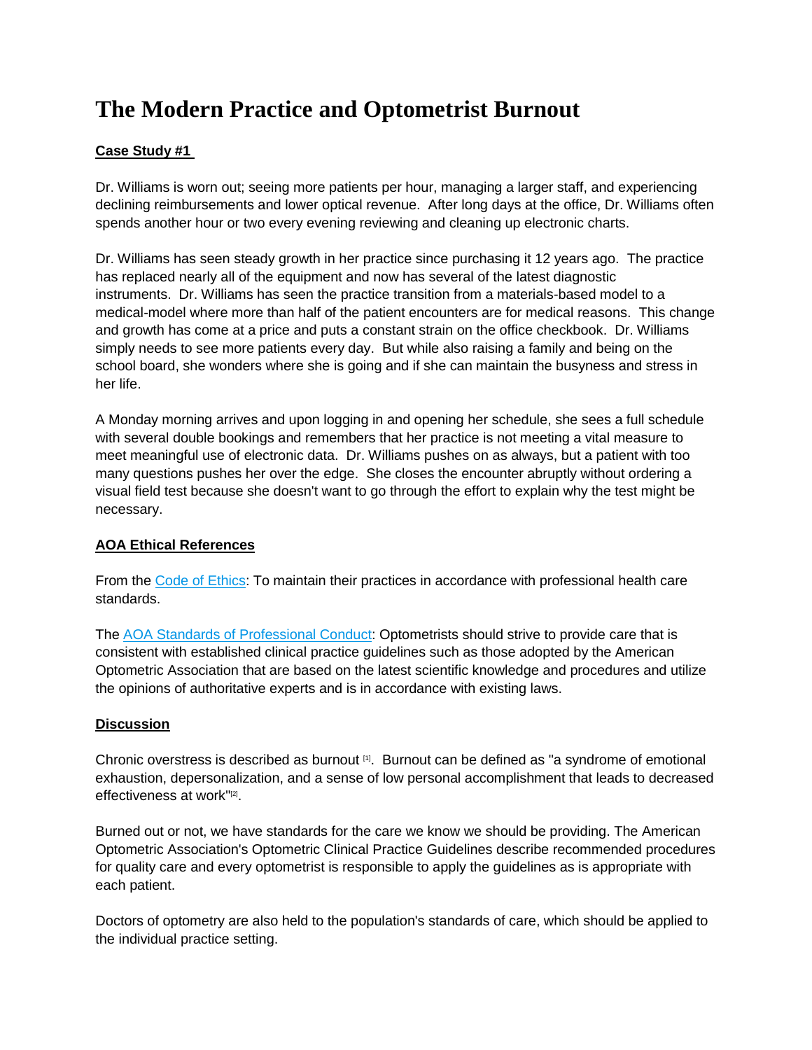# The Modern Practice and Optometrist Burnout

**Case Study #1**

Dr. Williams is worn out; seeing more patients per hour, managing a larger staff, and experiencing declining reimbursements and lower optical revenue. After long days at the office, Dr. Williams often spends another hour or two every evening reviewing and cleaning up electronic charts.

Dr. Williams has seen steady growth in her practice since purchasing it 12 years ago. The practice has replaced nearly all of the equipment and now has several of the latest diagnostic instruments. Dr. Williams has seen the practice transition from a materials-based model to a medical-model where more than half of the patient encounters are for medical reasons. This change and growth has come at a price and puts a constant strain on the office checkbook. Dr. Williams simply needs to see more patients every day. But while also raising a family and being on the school board, she wonders where she is going and if she can maintain the busyness and stress in her life.

A Monday morning arrives and upon logging in and opening her schedule, she sees a full schedule with several double bookings and remembers that her practice is not meeting a vital measure to meet meaningful use of electronic data. Dr. Williams pushes on as always, but a patient with too many questions pushes her over the edge. She closes the encounter abruptly without ordering a visual field test because she doesn't want to go through the effort to explain why the test might be necessary.

**AOA Ethical References**

From the Code of Ethics: To maintain their practices in accordance with professional health care standards.

The AOA Standards of Professional Conduct: Optometrists should strive to provide care that is consistent with established clinical practice guidelines such as those adopted by the American Optometric Association that are based on the latest scientific knowledge and procedures and utilize the opinions of authoritative experts and is in accordance with existing laws.

**Discussion**

Chronic overstress is described as burnout [1]. Burnout can be defined as "a syndrome of emotional exhaustion, depersonalization, and a sense of low personal accomplishment that leads to decreased effectiveness at work"[2].

Burned out or not, we have standards for the care we know we should be providing. The American Optometric Association's Optometric Clinical Practice Guidelines describe recommended procedures for quality care and every optometrist is responsible to apply the guidelines as is appropriate with each patient.

Doctors of optometry are also held to the population's standards of care, which should be applied to the individual practice setting.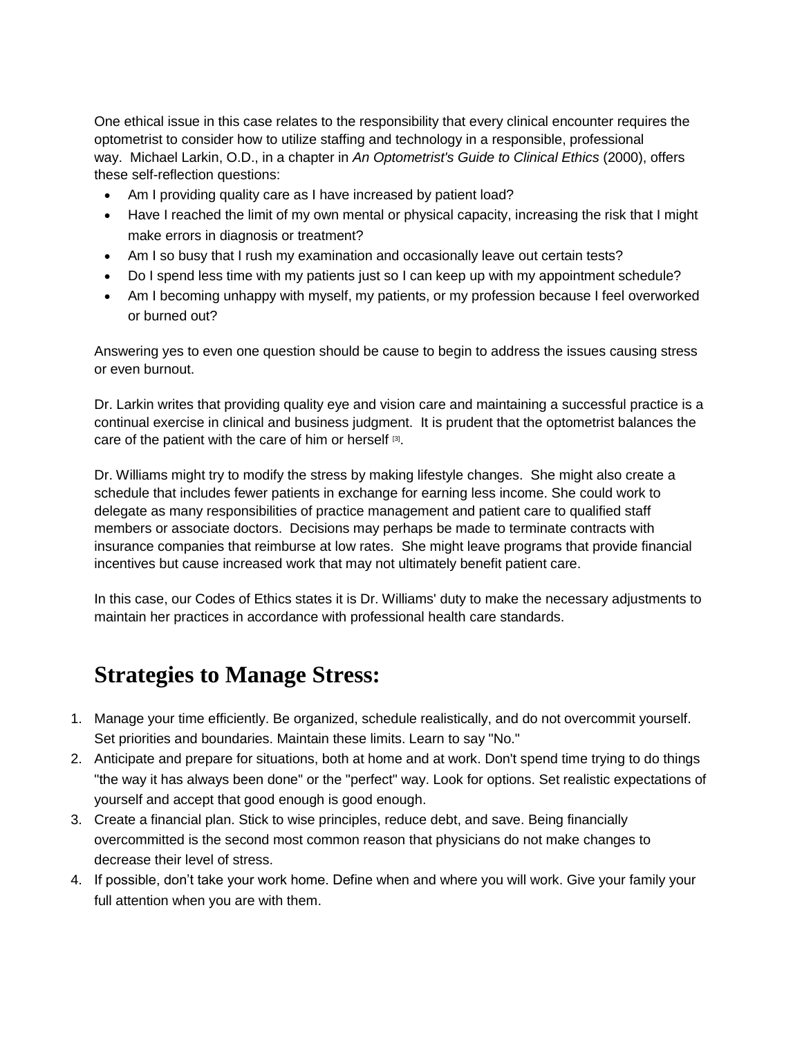One ethical issue in this case relates to the responsibility that every clinical encounter requires the optometrist to consider how to utilize staffing and technology in a responsible, professional way. Michael Larkin, O.D., in a chapter in *An Optometrist's Guide to Clinical Ethics* (2000), offers these self-reflection questions:

- Am I providing quality care as I have increased by patient load?
- Have I reached the limit of my own mental or physical capacity, increasing the risk that I might make errors in diagnosis or treatment?
- Am I so busy that I rush my examination and occasionally leave out certain tests?
- Do I spend less time with my patients just so I can keep up with my appointment schedule?
- Am I becoming unhappy with myself, my patients, or my profession because I feel overworked or burned out?

Answering yes to even one question should be cause to begin to address the issues causing stress or even burnout.

Dr. Larkin writes that providing quality eye and vision care and maintaining a successful practice is a continual exercise in clinical and business judgment. It is prudent that the optometrist balances the care of the patient with the care of him or herself [3].

Dr. Williams might try to modify the stress by making lifestyle changes. She might also create a schedule that includes fewer patients in exchange for earning less income. She could work to delegate as many responsibilities of practice management and patient care to qualified staff members or associate doctors. Decisions may perhaps be made to terminate contracts with insurance companies that reimburse at low rates. She might leave programs that provide financial incentives but cause increased work that may not ultimately benefit patient care.

In this case, our Codes of Ethics states it is Dr. Williams' duty to make the necessary adjustments to maintain her practices in accordance with professional health care standards.

# Strategies to Manage Stress:

1. Manage your time efficiently. Be organized, schedule realistically, and do not overcommit yourself. Set priorities and boundaries. Maintain these limits. Learn to say "No."
2. Anticipate and prepare for situations, both at home and at work. Don't spend time trying to do things "the way it has always been done" or the "perfect" way. Look for options. Set realistic expectations of yourself and accept that good enough is good enough.
3. Create a financial plan. Stick to wise principles, reduce debt, and save. Being financially overcommitted is the second most common reason that physicians do not make changes to decrease their level of stress.
4. If possible, don't take your work home. Define when and where you will work. Give your family your full attention when you are with them.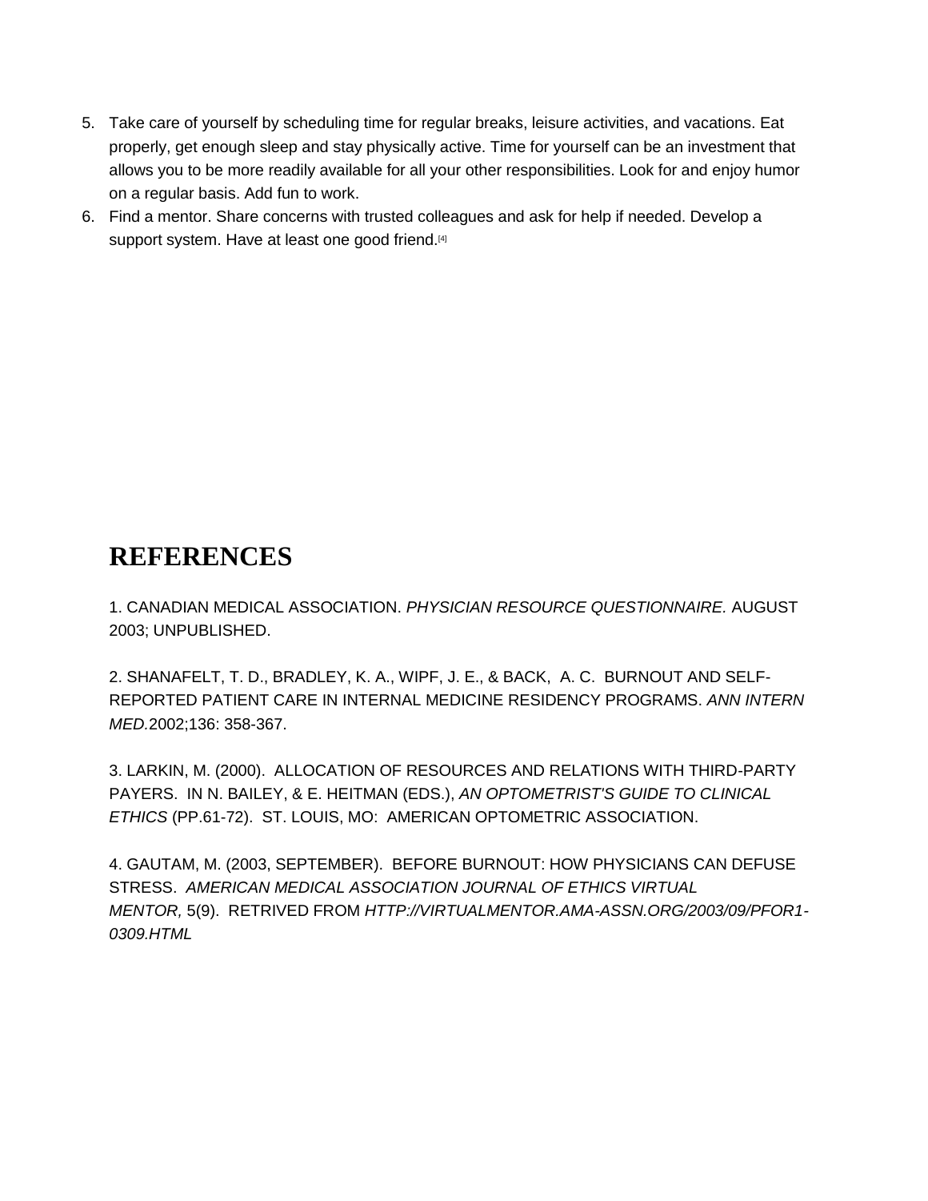5. Take care of yourself by scheduling time for regular breaks, leisure activities, and vacations. Eat properly, get enough sleep and stay physically active. Time for yourself can be an investment that allows you to be more readily available for all your other responsibilities. Look for and enjoy humor on a regular basis. Add fun to work.
6. Find a mentor. Share concerns with trusted colleagues and ask for help if needed. Develop a support system. Have at least one good friend.[4]

# REFERENCES

1. CANADIAN MEDICAL ASSOCIATION. *PHYSICIAN RESOURCE QUESTIONNAIRE.* AUGUST 2003; UNPUBLISHED.

2. SHANAFELT, T. D., BRADLEY, K. A., WIPF, J. E., & BACK, A. C. BURNOUT AND SELF-REPORTED PATIENT CARE IN INTERNAL MEDICINE RESIDENCY PROGRAMS. *ANN INTERN MED.*2002;136: 358-367.

3. LARKIN, M. (2000). ALLOCATION OF RESOURCES AND RELATIONS WITH THIRD-PARTY PAYERS. IN N. BAILEY, & E. HEITMAN (EDS.), *AN OPTOMETRIST'S GUIDE TO CLINICAL ETHICS* (PP.61-72). ST. LOUIS, MO: AMERICAN OPTOMETRIC ASSOCIATION.

4. GAUTAM, M. (2003, SEPTEMBER). BEFORE BURNOUT: HOW PHYSICIANS CAN DEFUSE STRESS. *AMERICAN MEDICAL ASSOCIATION JOURNAL OF ETHICS VIRTUAL MENTOR,* 5(9). RETRIVED FROM *HTTP://VIRTUALMENTOR.AMA-ASSN.ORG/2003/09/PFOR1-0309.HTML*